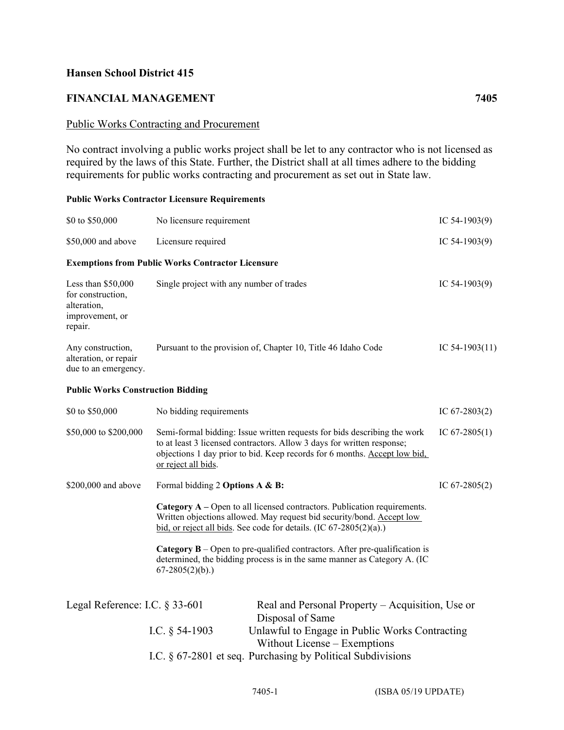**Hansen School District 415**

**FINANCIAL MANAGEMENT** **7405**

Public Works Contracting and Procurement

No contract involving a public works project shall be let to any contractor who is not licensed as required by the laws of this State. Further, the District shall at all times adhere to the bidding requirements for public works contracting and procurement as set out in State law.

**Public Works Contractor Licensure Requirements**

| | | |
|---|---|---|
| $0 to $50,000 | No licensure requirement | IC 54-1903(9) |
| $50,000 and above | Licensure required | IC 54-1903(9) |

**Exemptions from Public Works Contractor Licensure**

| | | |
|---|---|---|
| Less than $50,000 for construction, alteration, improvement, or repair. | Single project with any number of trades | IC 54-1903(9) |
| Any construction, alteration, or repair due to an emergency. | Pursuant to the provision of, Chapter 10, Title 46 Idaho Code | IC 54-1903(11) |

**Public Works Construction Bidding**

| | | |
|---|---|---|
| $0 to $50,000 | No bidding requirements | IC 67-2803(2) |
| $50,000 to $200,000 | Semi-formal bidding: Issue written requests for bids describing the work to at least 3 licensed contractors. Allow 3 days for written response; objections 1 day prior to bid. Keep records for 6 months. <u>Accept low bid, or reject all bids</u>. | IC 67-2805(1) |
| $200,000 and above | Formal bidding 2 **Options A & B:**<br><br>**Category A –** Open to all licensed contractors. Publication requirements. Written objections allowed. May request bid security/bond. <u>Accept low bid, or reject all bids</u>. See code for details. (IC 67-2805(2)(a).)<br><br>**Category B** – Open to pre-qualified contractors. After pre-qualification is determined, the bidding process is in the same manner as Category A. (IC 67-2805(2)(b).) | IC 67-2805(2) |

Legal Reference: I.C. § 33-601 Real and Personal Property – Acquisition, Use or Disposal of Same

I.C. § 54-1903 Unlawful to Engage in Public Works Contracting Without License – Exemptions

I.C. § 67-2801 et seq. Purchasing by Political Subdivisions

(ISBA 05/19 UPDATE)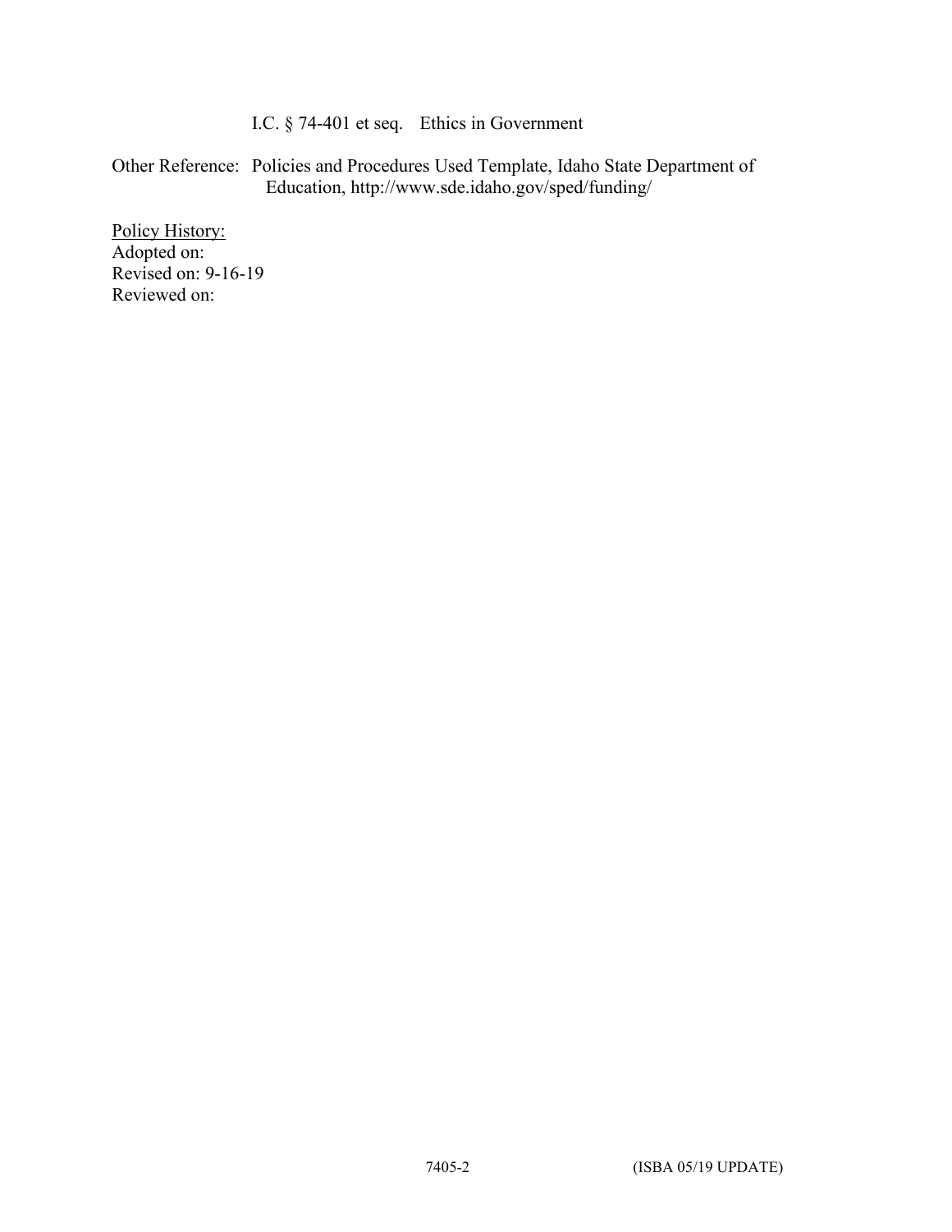I.C. § 74-401 et seq.    Ethics in Government

Other Reference:  Policies and Procedures Used Template, Idaho State Department of Education, http://www.sde.idaho.gov/sped/funding/

Policy History:
Adopted on:
Revised on: 9-16-19
Reviewed on: